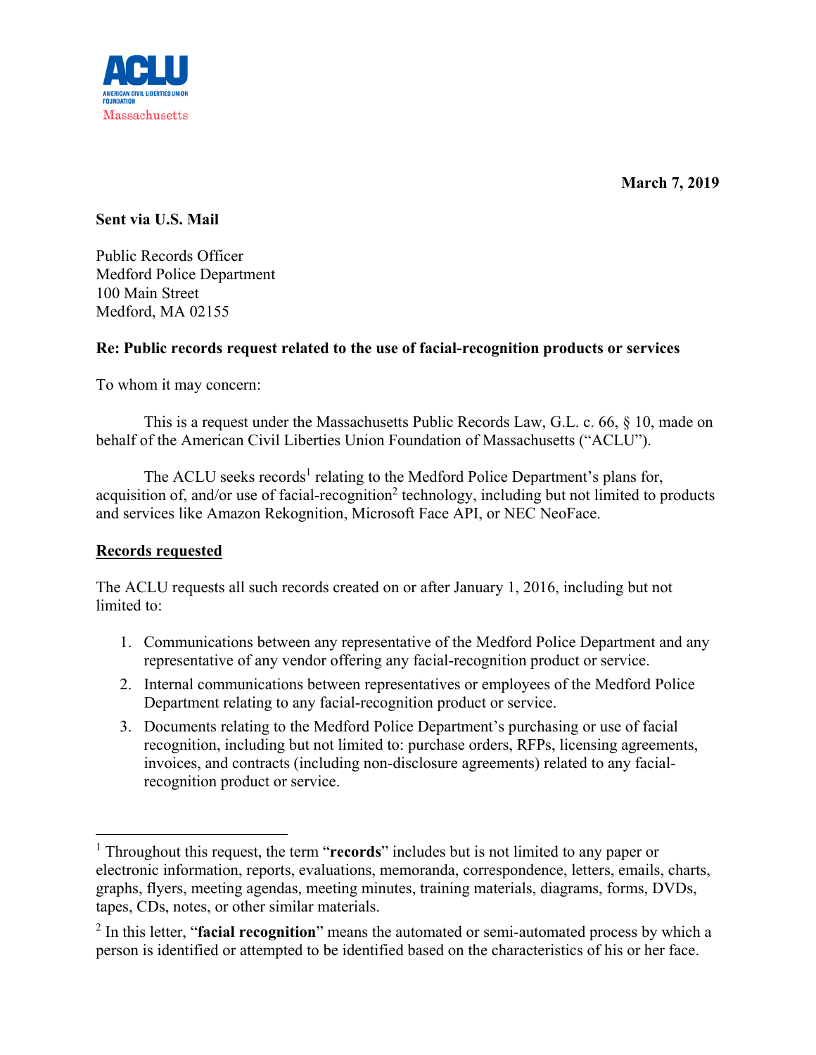ACLU

AMERICAN CIVIL LIBERTIES UNION FOUNDATION

Massachusetts

**March 7, 2019**

**Sent via U.S. Mail**

Public Records Officer
Medford Police Department
100 Main Street
Medford, MA 02155

**Re: Public records request related to the use of facial-recognition products or services**

To whom it may concern:

This is a request under the Massachusetts Public Records Law, G.L. c. 66, § 10, made on behalf of the American Civil Liberties Union Foundation of Massachusetts ("ACLU").

The ACLU seeks records[1] relating to the Medford Police Department's plans for, acquisition of, and/or use of facial-recognition[2] technology, including but not limited to products and services like Amazon Rekognition, Microsoft Face API, or NEC NeoFace.

**Records requested**

The ACLU requests all such records created on or after January 1, 2016, including but not limited to:

1. Communications between any representative of the Medford Police Department and any representative of any vendor offering any facial-recognition product or service.
2. Internal communications between representatives or employees of the Medford Police Department relating to any facial-recognition product or service.
3. Documents relating to the Medford Police Department's purchasing or use of facial recognition, including but not limited to: purchase orders, RFPs, licensing agreements, invoices, and contracts (including non-disclosure agreements) related to any facial-recognition product or service.

---

[1] Throughout this request, the term "**records**" includes but is not limited to any paper or electronic information, reports, evaluations, memoranda, correspondence, letters, emails, charts, graphs, flyers, meeting agendas, meeting minutes, training materials, diagrams, forms, DVDs, tapes, CDs, notes, or other similar materials.

[2] In this letter, "**facial recognition**" means the automated or semi-automated process by which a person is identified or attempted to be identified based on the characteristics of his or her face.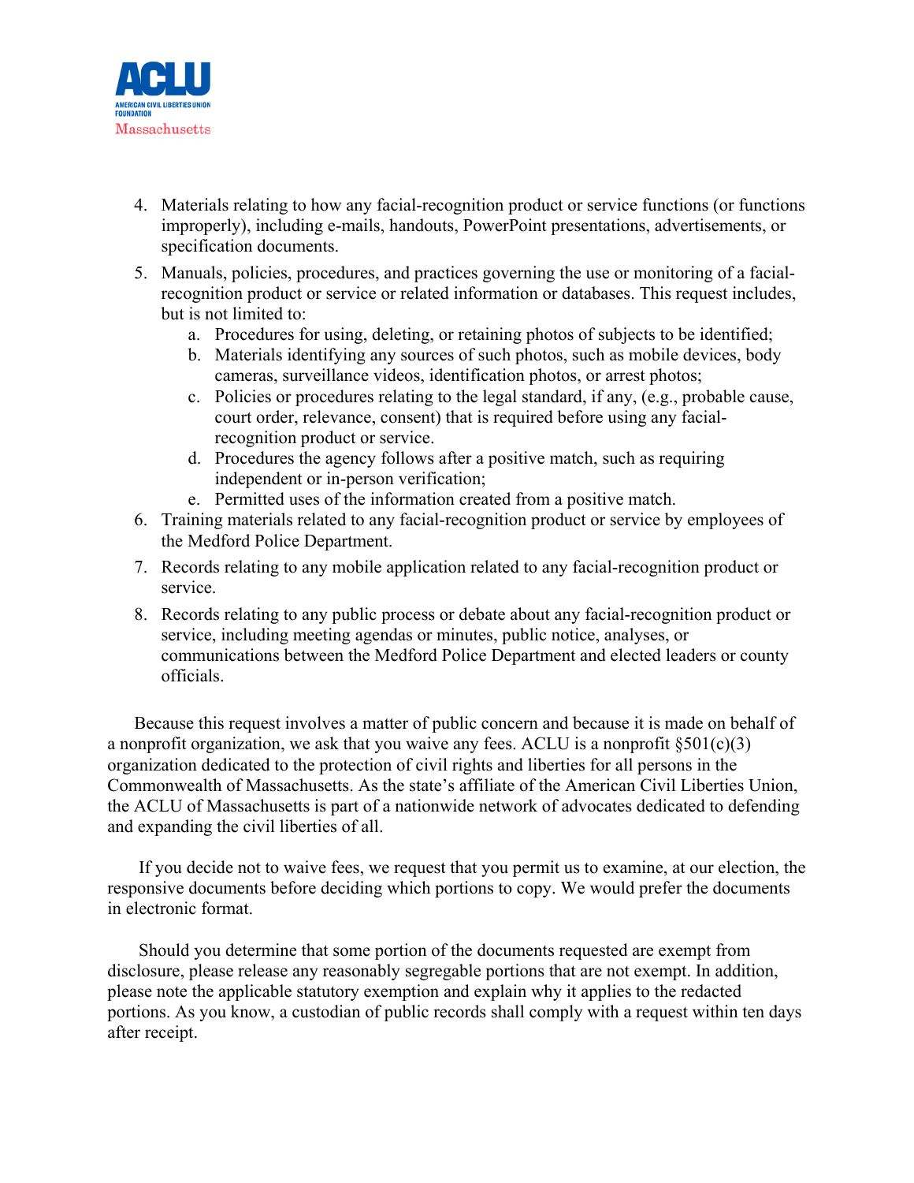4. Materials relating to how any facial-recognition product or service functions (or functions improperly), including e-mails, handouts, PowerPoint presentations, advertisements, or specification documents.
5. Manuals, policies, procedures, and practices governing the use or monitoring of a facial-recognition product or service or related information or databases. This request includes, but is not limited to:
   a. Procedures for using, deleting, or retaining photos of subjects to be identified;
   b. Materials identifying any sources of such photos, such as mobile devices, body cameras, surveillance videos, identification photos, or arrest photos;
   c. Policies or procedures relating to the legal standard, if any, (e.g., probable cause, court order, relevance, consent) that is required before using any facial-recognition product or service.
   d. Procedures the agency follows after a positive match, such as requiring independent or in-person verification;
   e. Permitted uses of the information created from a positive match.
6. Training materials related to any facial-recognition product or service by employees of the Medford Police Department.
7. Records relating to any mobile application related to any facial-recognition product or service.
8. Records relating to any public process or debate about any facial-recognition product or service, including meeting agendas or minutes, public notice, analyses, or communications between the Medford Police Department and elected leaders or county officials.

Because this request involves a matter of public concern and because it is made on behalf of a nonprofit organization, we ask that you waive any fees. ACLU is a nonprofit §501(c)(3) organization dedicated to the protection of civil rights and liberties for all persons in the Commonwealth of Massachusetts. As the state's affiliate of the American Civil Liberties Union, the ACLU of Massachusetts is part of a nationwide network of advocates dedicated to defending and expanding the civil liberties of all.

If you decide not to waive fees, we request that you permit us to examine, at our election, the responsive documents before deciding which portions to copy. We would prefer the documents in electronic format.

Should you determine that some portion of the documents requested are exempt from disclosure, please release any reasonably segregable portions that are not exempt. In addition, please note the applicable statutory exemption and explain why it applies to the redacted portions. As you know, a custodian of public records shall comply with a request within ten days after receipt.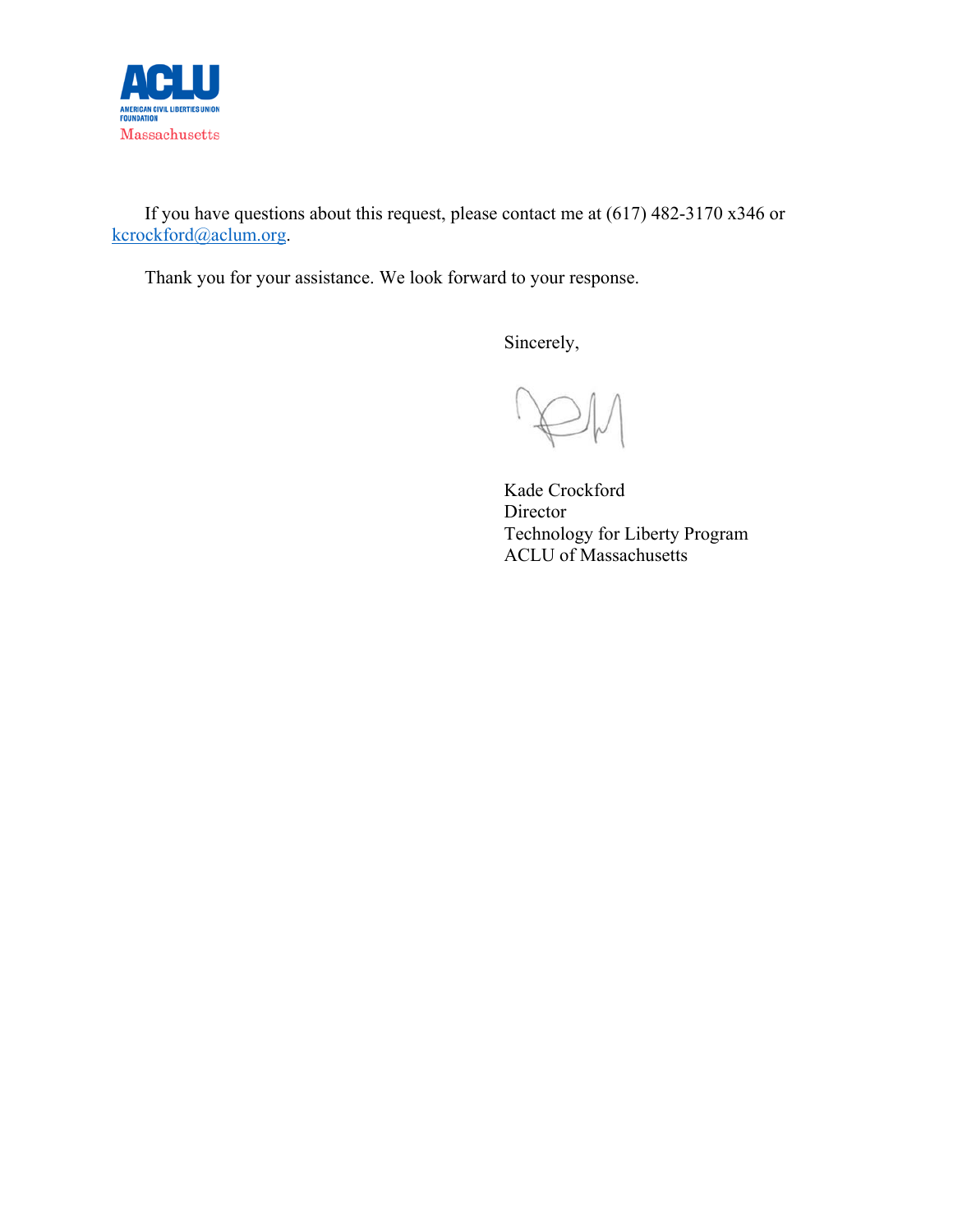If you have questions about this request, please contact me at (617) 482-3170 x346 or kcrockford@aclum.org.

Thank you for your assistance. We look forward to your response.

Sincerely,

Kade Crockford
Director
Technology for Liberty Program
ACLU of Massachusetts